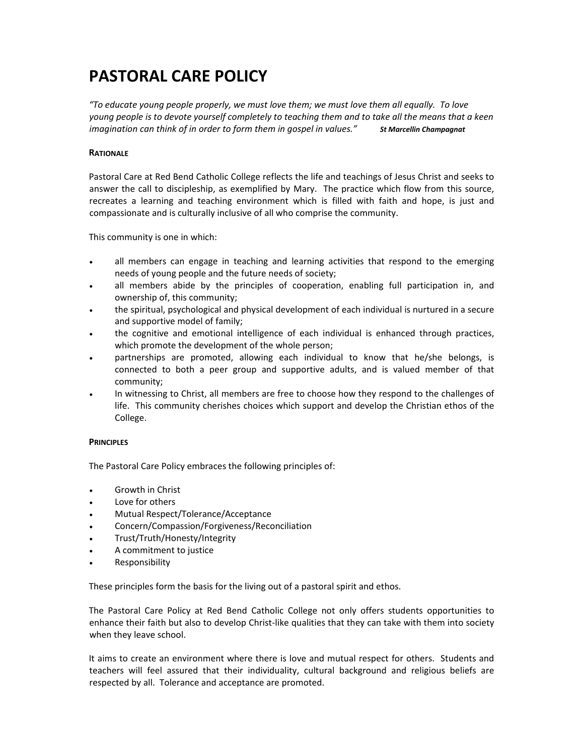# PASTORAL CARE POLICY

*"To educate young people properly, we must love them; we must love them all equally. To love young people is to devote yourself completely to teaching them and to take all the means that a keen imagination can think of in order to form them in gospel in values."* ***St Marcellin Champagnat***

## RATIONALE

Pastoral Care at Red Bend Catholic College reflects the life and teachings of Jesus Christ and seeks to answer the call to discipleship, as exemplified by Mary. The practice which flow from this source, recreates a learning and teaching environment which is filled with faith and hope, is just and compassionate and is culturally inclusive of all who comprise the community.

This community is one in which:

- all members can engage in teaching and learning activities that respond to the emerging needs of young people and the future needs of society;
- all members abide by the principles of cooperation, enabling full participation in, and ownership of, this community;
- the spiritual, psychological and physical development of each individual is nurtured in a secure and supportive model of family;
- the cognitive and emotional intelligence of each individual is enhanced through practices, which promote the development of the whole person;
- partnerships are promoted, allowing each individual to know that he/she belongs, is connected to both a peer group and supportive adults, and is valued member of that community;
- In witnessing to Christ, all members are free to choose how they respond to the challenges of life. This community cherishes choices which support and develop the Christian ethos of the College.

## PRINCIPLES

The Pastoral Care Policy embraces the following principles of:

- Growth in Christ
- Love for others
- Mutual Respect/Tolerance/Acceptance
- Concern/Compassion/Forgiveness/Reconciliation
- Trust/Truth/Honesty/Integrity
- A commitment to justice
- Responsibility

These principles form the basis for the living out of a pastoral spirit and ethos.

The Pastoral Care Policy at Red Bend Catholic College not only offers students opportunities to enhance their faith but also to develop Christ-like qualities that they can take with them into society when they leave school.

It aims to create an environment where there is love and mutual respect for others. Students and teachers will feel assured that their individuality, cultural background and religious beliefs are respected by all. Tolerance and acceptance are promoted.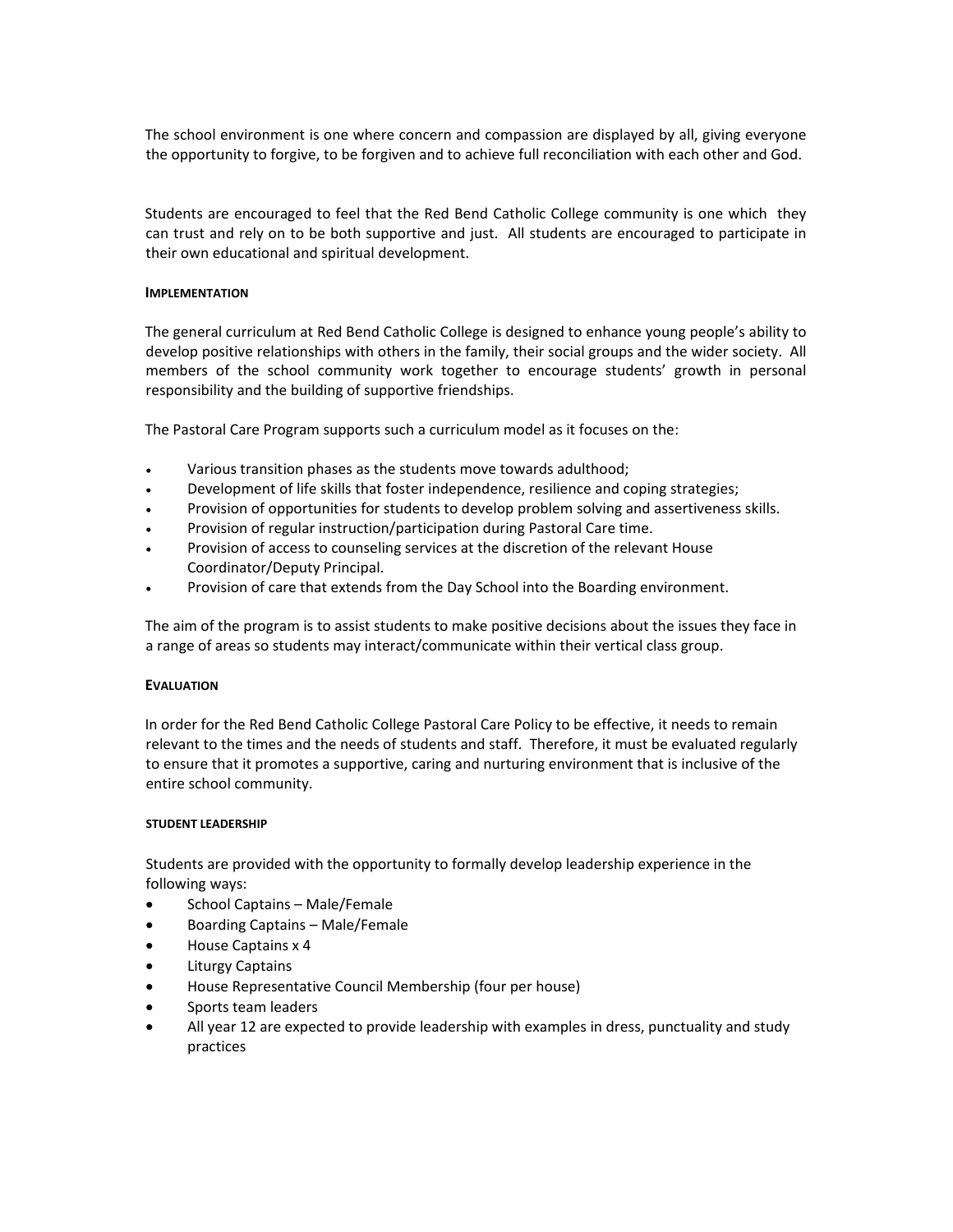The school environment is one where concern and compassion are displayed by all, giving everyone the opportunity to forgive, to be forgiven and to achieve full reconciliation with each other and God.

Students are encouraged to feel that the Red Bend Catholic College community is one which they can trust and rely on to be both supportive and just. All students are encouraged to participate in their own educational and spiritual development.

#### IMPLEMENTATION

The general curriculum at Red Bend Catholic College is designed to enhance young people's ability to develop positive relationships with others in the family, their social groups and the wider society. All members of the school community work together to encourage students' growth in personal responsibility and the building of supportive friendships.

The Pastoral Care Program supports such a curriculum model as it focuses on the:

- Various transition phases as the students move towards adulthood;
- Development of life skills that foster independence, resilience and coping strategies;
- Provision of opportunities for students to develop problem solving and assertiveness skills.
- Provision of regular instruction/participation during Pastoral Care time.
- Provision of access to counseling services at the discretion of the relevant House Coordinator/Deputy Principal.
- Provision of care that extends from the Day School into the Boarding environment.

The aim of the program is to assist students to make positive decisions about the issues they face in a range of areas so students may interact/communicate within their vertical class group.

#### EVALUATION

In order for the Red Bend Catholic College Pastoral Care Policy to be effective, it needs to remain relevant to the times and the needs of students and staff. Therefore, it must be evaluated regularly to ensure that it promotes a supportive, caring and nurturing environment that is inclusive of the entire school community.

##### STUDENT LEADERSHIP

Students are provided with the opportunity to formally develop leadership experience in the following ways:

- School Captains – Male/Female
- Boarding Captains – Male/Female
- House Captains x 4
- Liturgy Captains
- House Representative Council Membership (four per house)
- Sports team leaders
- All year 12 are expected to provide leadership with examples in dress, punctuality and study practices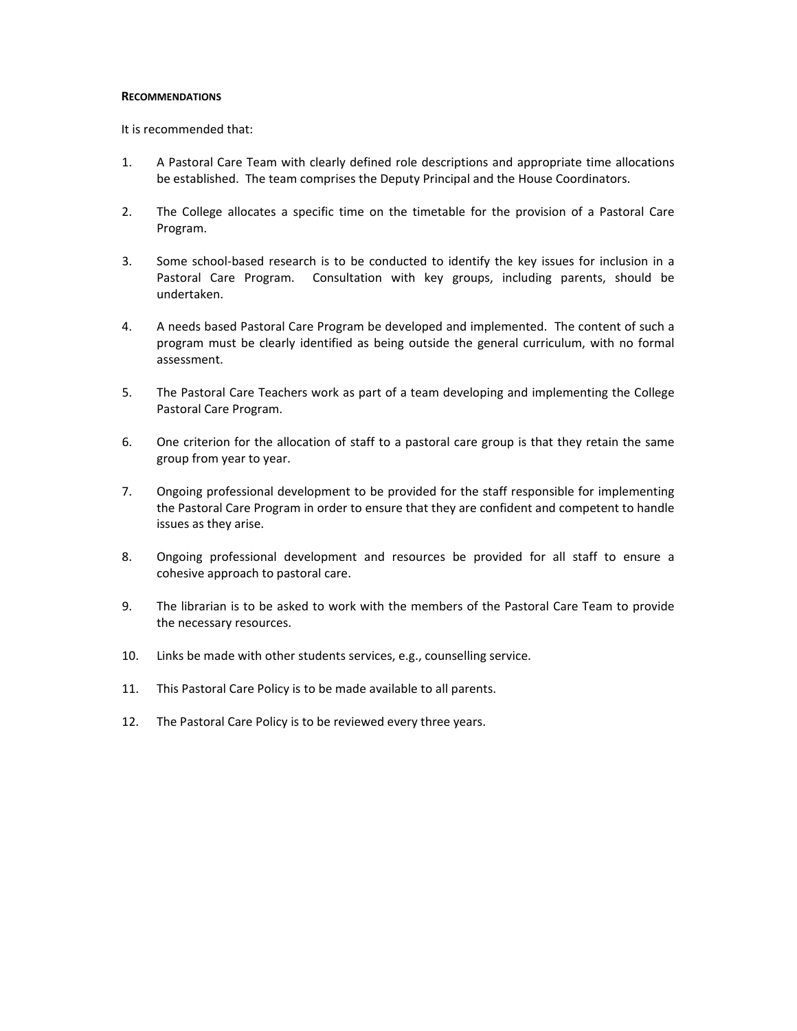**RECOMMENDATIONS**

It is recommended that:

1. A Pastoral Care Team with clearly defined role descriptions and appropriate time allocations be established. The team comprises the Deputy Principal and the House Coordinators.

2. The College allocates a specific time on the timetable for the provision of a Pastoral Care Program.

3. Some school-based research is to be conducted to identify the key issues for inclusion in a Pastoral Care Program. Consultation with key groups, including parents, should be undertaken.

4. A needs based Pastoral Care Program be developed and implemented. The content of such a program must be clearly identified as being outside the general curriculum, with no formal assessment.

5. The Pastoral Care Teachers work as part of a team developing and implementing the College Pastoral Care Program.

6. One criterion for the allocation of staff to a pastoral care group is that they retain the same group from year to year.

7. Ongoing professional development to be provided for the staff responsible for implementing the Pastoral Care Program in order to ensure that they are confident and competent to handle issues as they arise.

8. Ongoing professional development and resources be provided for all staff to ensure a cohesive approach to pastoral care.

9. The librarian is to be asked to work with the members of the Pastoral Care Team to provide the necessary resources.

10. Links be made with other students services, e.g., counselling service.

11. This Pastoral Care Policy is to be made available to all parents.

12. The Pastoral Care Policy is to be reviewed every three years.